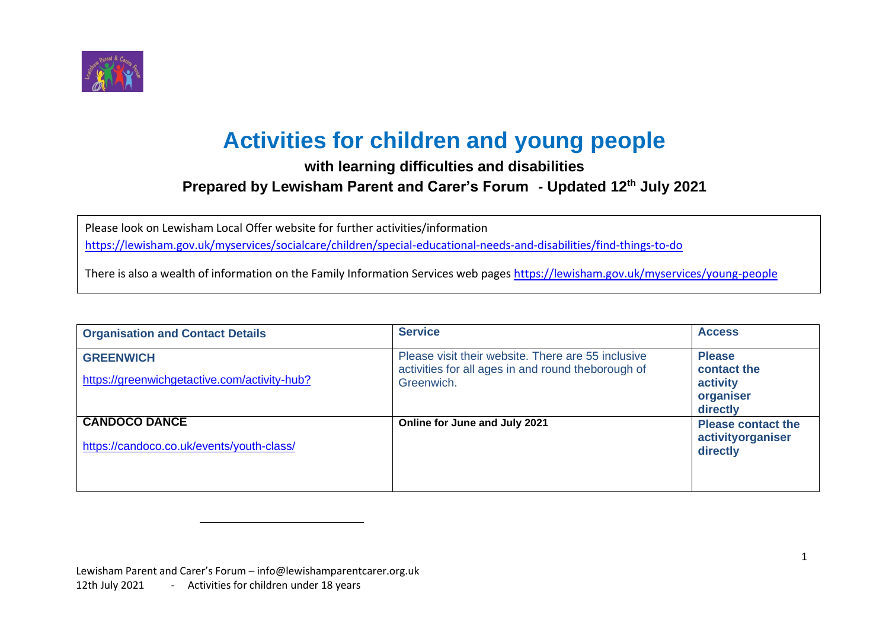# Activities for children and young people

### with learning difficulties and disabilities

### Prepared by Lewisham Parent and Carer's Forum - Updated 12th July 2021

Please look on Lewisham Local Offer website for further activities/information
https://lewisham.gov.uk/myservices/socialcare/children/special-educational-needs-and-disabilities/find-things-to-do

There is also a wealth of information on the Family Information Services web pages https://lewisham.gov.uk/myservices/young-people

| Organisation and Contact Details | Service | Access |
|---|---|---|
| **GREENWICH**<br>https://greenwichgetactive.com/activity-hub? | Please visit their website. There are 55 inclusive activities for all ages in and round theborough of Greenwich. | **Please contact the activity organiser directly** |
| **CANDOCO DANCE**<br>https://candoco.co.uk/events/youth-class/ | **Online for June and July 2021** | **Please contact the activityorganiser directly** |

Lewisham Parent and Carer's Forum – info@lewishamparentcarer.org.uk
12th July 2021 - Activities for children under 18 years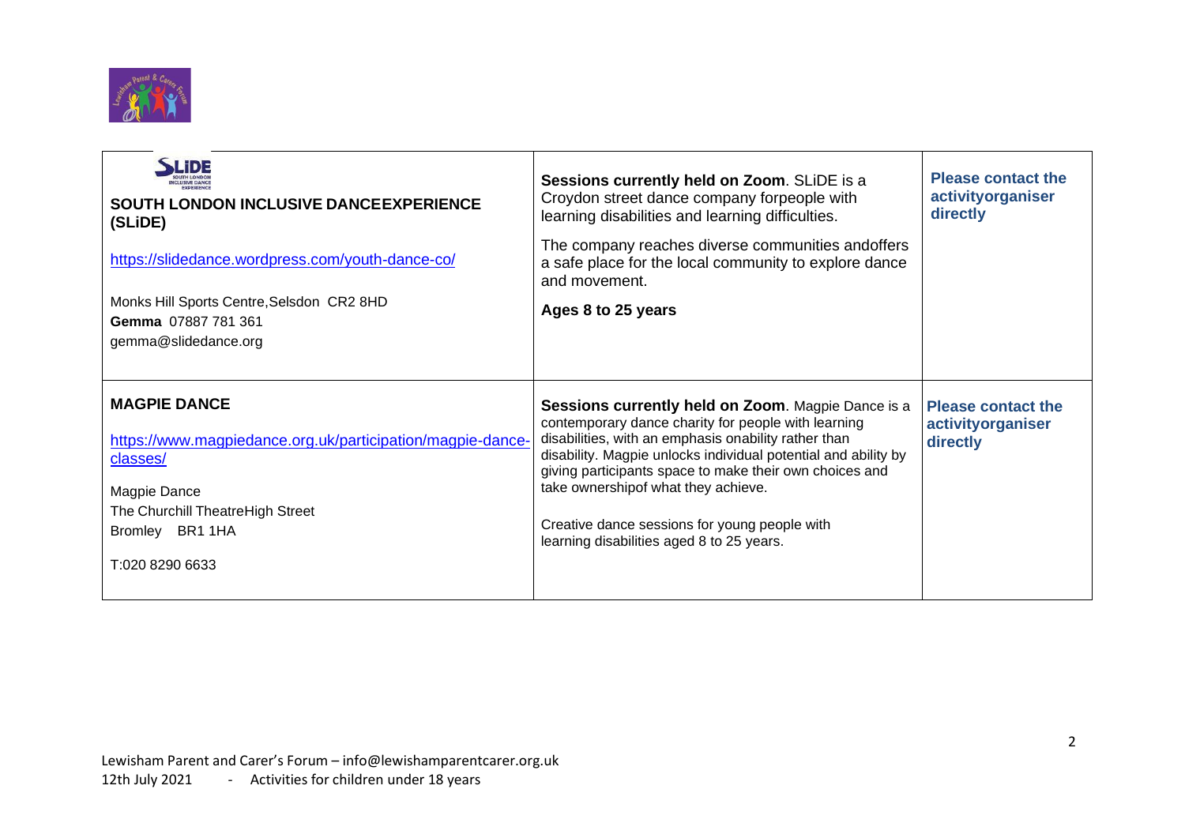| | | |
|---|---|---|
| **SOUTH LONDON INCLUSIVE DANCEEXPERIENCE (SLiDE)**<br><br>https://slidedance.wordpress.com/youth-dance-co/<br><br>Monks Hill Sports Centre,Selsdon CR2 8HD<br>**Gemma** 07887 781 361<br>gemma@slidedance.org | **Sessions currently held on Zoom**. SLiDE is a Croydon street dance company forpeople with learning disabilities and learning difficulties.<br><br>The company reaches diverse communities andoffers a safe place for the local community to explore dance and movement.<br><br>**Ages 8 to 25 years** | **Please contact the activityorganiser directly** |
| **MAGPIE DANCE**<br><br>https://www.magpiedance.org.uk/participation/magpie-dance-classes/<br><br>Magpie Dance<br>The Churchill TheatreHigh Street<br>Bromley BR1 1HA<br><br>T:020 8290 6633 | **Sessions currently held on Zoom**. Magpie Dance is a contemporary dance charity for people with learning disabilities, with an emphasis onability rather than disability. Magpie unlocks individual potential and ability by giving participants space to make their own choices and take ownershipof what they achieve.<br><br>Creative dance sessions for young people with learning disabilities aged 8 to 25 years. | **Please contact the activityorganiser directly** |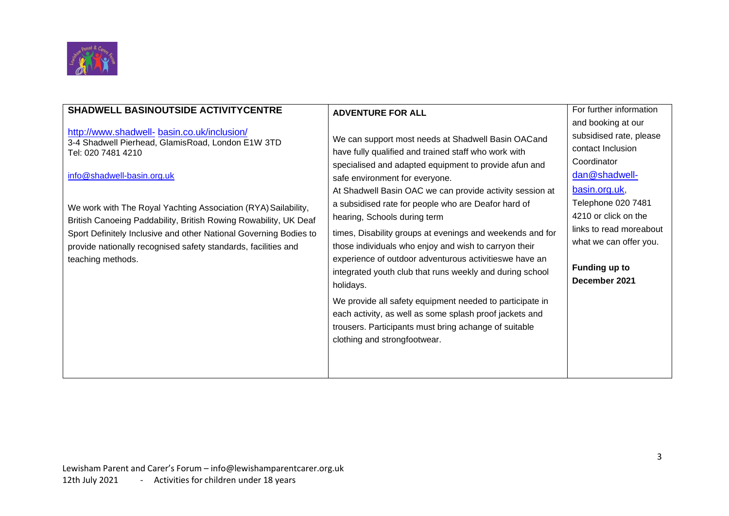| **SHADWELL BASINOUTSIDE ACTIVITYCENTRE**<br><br>http://www.shadwell- basin.co.uk/inclusion/<br>3-4 Shadwell Pierhead, GlamisRoad, London E1W 3TD<br>Tel: 020 7481 4210<br><br>info@shadwell-basin.org.uk<br><br>We work with The Royal Yachting Association (RYA) Sailability, British Canoeing Paddability, British Rowing Rowability, UK Deaf Sport Definitely Inclusive and other National Governing Bodies to provide nationally recognised safety standards, facilities and teaching methods. | **ADVENTURE FOR ALL**<br><br>We can support most needs at Shadwell Basin OACand have fully qualified and trained staff who work with specialised and adapted equipment to provide afun and safe environment for everyone.<br>At Shadwell Basin OAC we can provide activity session at a subsidised rate for people who are Deafor hard of hearing, Schools during term<br><br>times, Disability groups at evenings and weekends and for those individuals who enjoy and wish to carryon their experience of outdoor adventurous activitieswe have an integrated youth club that runs weekly and during school holidays.<br><br>We provide all safety equipment needed to participate in each activity, as well as some splash proof jackets and trousers. Participants must bring achange of suitable clothing and strongfootwear. | For further information and booking at our subsidised rate, please contact Inclusion Coordinator dan@shadwell-basin.org.uk, Telephone 020 7481 4210 or click on the links to read moreabout what we can offer you.<br><br>**Funding up to December 2021** |
|---|---|---|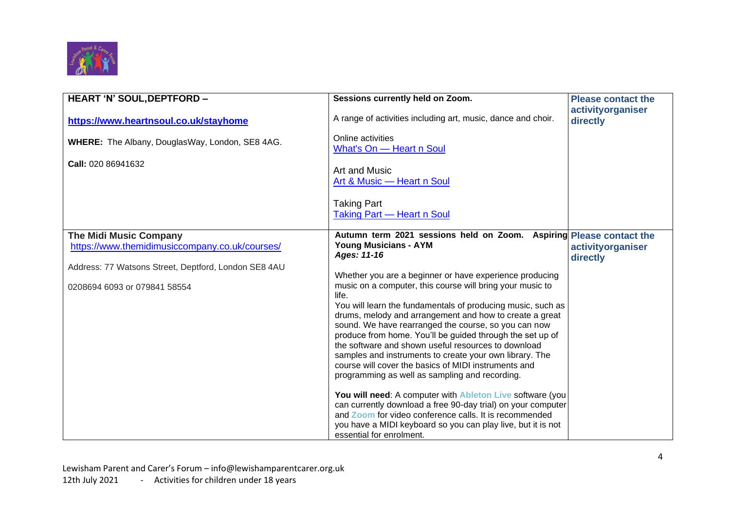| | | |
|---|---|---|
| **HEART 'N' SOUL,DEPTFORD –**<br><br>**https://www.heartnsoul.co.uk/stayhome**<br><br>**WHERE:** The Albany, DouglasWay, London, SE8 4AG.<br><br>**Call:** 020 86941632 | **Sessions currently held on Zoom.**<br><br>A range of activities including art, music, dance and choir.<br><br>Online activities<br>What's On — Heart n Soul<br><br>Art and Music<br>Art & Music — Heart n Soul<br><br>Taking Part<br>Taking Part — Heart n Soul | **Please contact the activityorganiser directly** |
| **The Midi Music Company**<br>https://www.themidimusiccompany.co.uk/courses/<br><br>Address: 77 Watsons Street, Deptford, London SE8 4AU<br><br>0208694 6093 or 079841 58554 | **Autumn term 2021 sessions held on Zoom. Aspiring Young Musicians - AYM**<br>***Ages: 11-16***<br><br>Whether you are a beginner or have experience producing music on a computer, this course will bring your music to life.<br>You will learn the fundamentals of producing music, such as drums, melody and arrangement and how to create a great sound. We have rearranged the course, so you can now produce from home. You'll be guided through the set up of the software and shown useful resources to download samples and instruments to create your own library. The course will cover the basics of MIDI instruments and programming as well as sampling and recording.<br><br>**You will need**: A computer with **Ableton Live** software (you can currently download a free 90-day trial) on your computer and **Zoom** for video conference calls. It is recommended you have a MIDI keyboard so you can play live, but it is not essential for enrolment. | **Please contact the activityorganiser directly** |

Lewisham Parent and Carer's Forum – info@lewishamparentcarer.org.uk
12th July 2021 - Activities for children under 18 years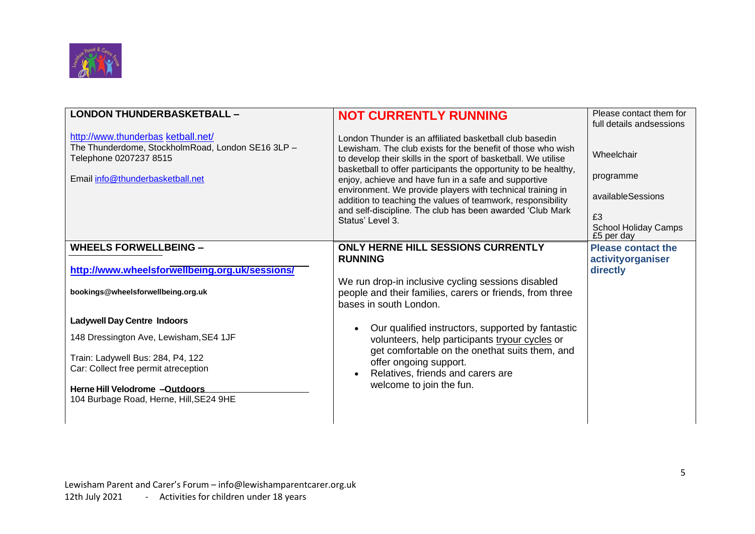| **LONDON THUNDERBASKETBALL –**<br><br>http://www.thunderbas ketball.net/<br>The Thunderdome, StockholmRoad, London SE16 3LP – Telephone 0207237 8515<br><br>Email info@thunderbasketball.net | **NOT CURRENTLY RUNNING**<br><br>London Thunder is an affiliated basketball club basedin Lewisham. The club exists for the benefit of those who wish to develop their skills in the sport of basketball. We utilise basketball to offer participants the opportunity to be healthy, enjoy, achieve and have fun in a safe and supportive environment. We provide players with technical training in addition to teaching the values of teamwork, responsibility and self-discipline. The club has been awarded 'Club Mark Status' Level 3. | Please contact them for full details andsessions<br><br>Wheelchair<br><br>programme<br><br>availableSessions<br><br>£3<br>School Holiday Camps £5 per day |
|---|---|---|
| **WHEELS FORWELLBEING –**<br><br>**http://www.wheelsforwellbeing.org.uk/sessions/**<br><br>**bookings@wheelsforwellbeing.org.uk**<br><br>**Ladywell Day Centre Indoors**<br><br>148 Dressington Ave, Lewisham,SE4 1JF<br><br>Train: Ladywell Bus: 284, P4, 122<br>Car: Collect free permit atreception<br><br>**Herne Hill Velodrome –Outdoors**<br>104 Burbage Road, Herne, Hill,SE24 9HE | **ONLY HERNE HILL SESSIONS CURRENTLY RUNNING**<br><br>We run drop-in inclusive cycling sessions disabled people and their families, carers or friends, from three bases in south London.<br><br>• Our qualified instructors, supported by fantastic volunteers, help participants tryour cycles or get comfortable on the onethat suits them, and offer ongoing support.<br>• Relatives, friends and carers are welcome to join the fun. | **Please contact the activityorganiser directly** |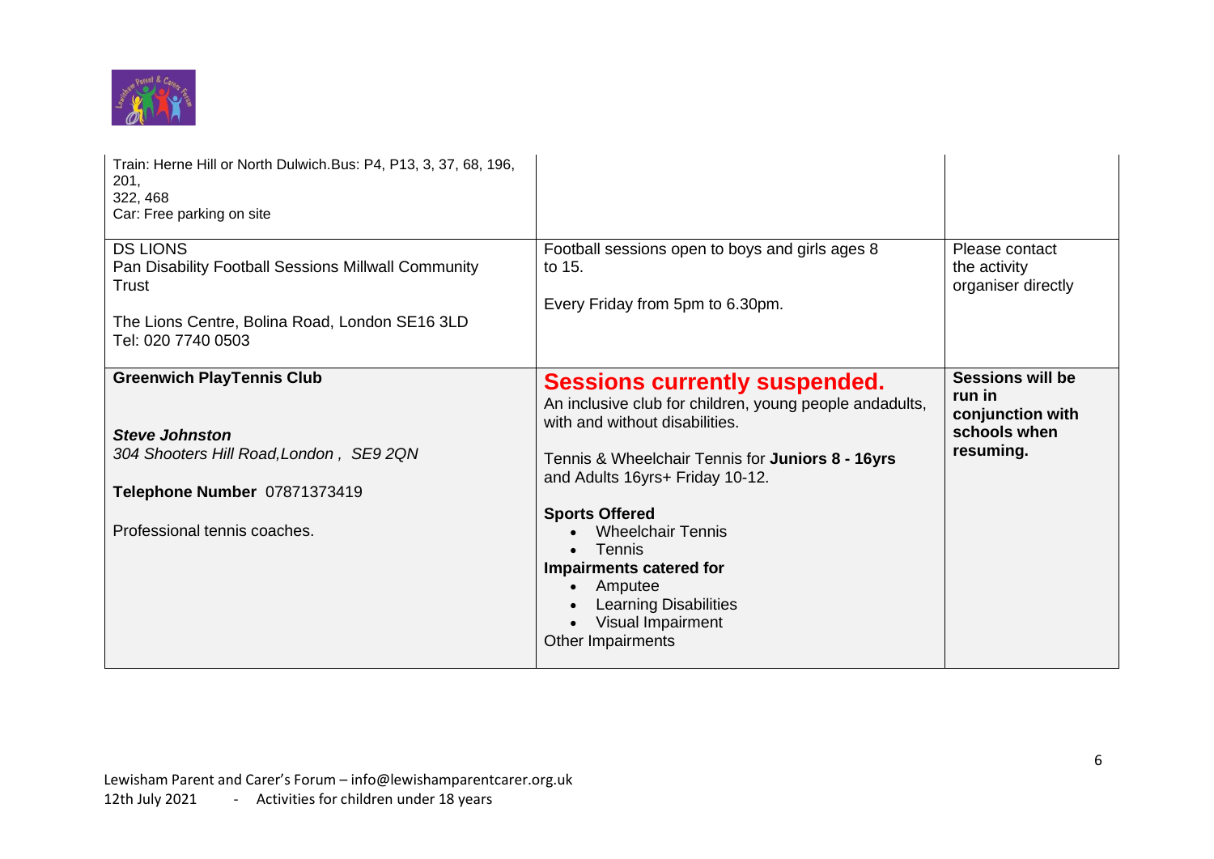| | | |
|---|---|---|
| Train: Herne Hill or North Dulwich.Bus: P4, P13, 3, 37, 68, 196, 201,<br>322, 468<br>Car: Free parking on site | | |
| DS LIONS<br>Pan Disability Football Sessions Millwall Community Trust<br><br>The Lions Centre, Bolina Road, London SE16 3LD<br>Tel: 020 7740 0503 | Football sessions open to boys and girls ages 8 to 15.<br><br>Every Friday from 5pm to 6.30pm. | Please contact the activity organiser directly |
| **Greenwich PlayTennis Club**<br><br>***Steve Johnston***<br>*304 Shooters Hill Road,London , SE9 2QN*<br><br>**Telephone Number** 07871373419<br><br>Professional tennis coaches. | **Sessions currently suspended.**<br>An inclusive club for children, young people andadults, with and without disabilities.<br><br>Tennis & Wheelchair Tennis for **Juniors 8 - 16yrs** and Adults 16yrs+ Friday 10-12.<br><br>**Sports Offered**<br>• Wheelchair Tennis<br>• Tennis<br>**Impairments catered for**<br>• Amputee<br>• Learning Disabilities<br>• Visual Impairment<br>Other Impairments | **Sessions will be run in conjunction with schools when resuming.** |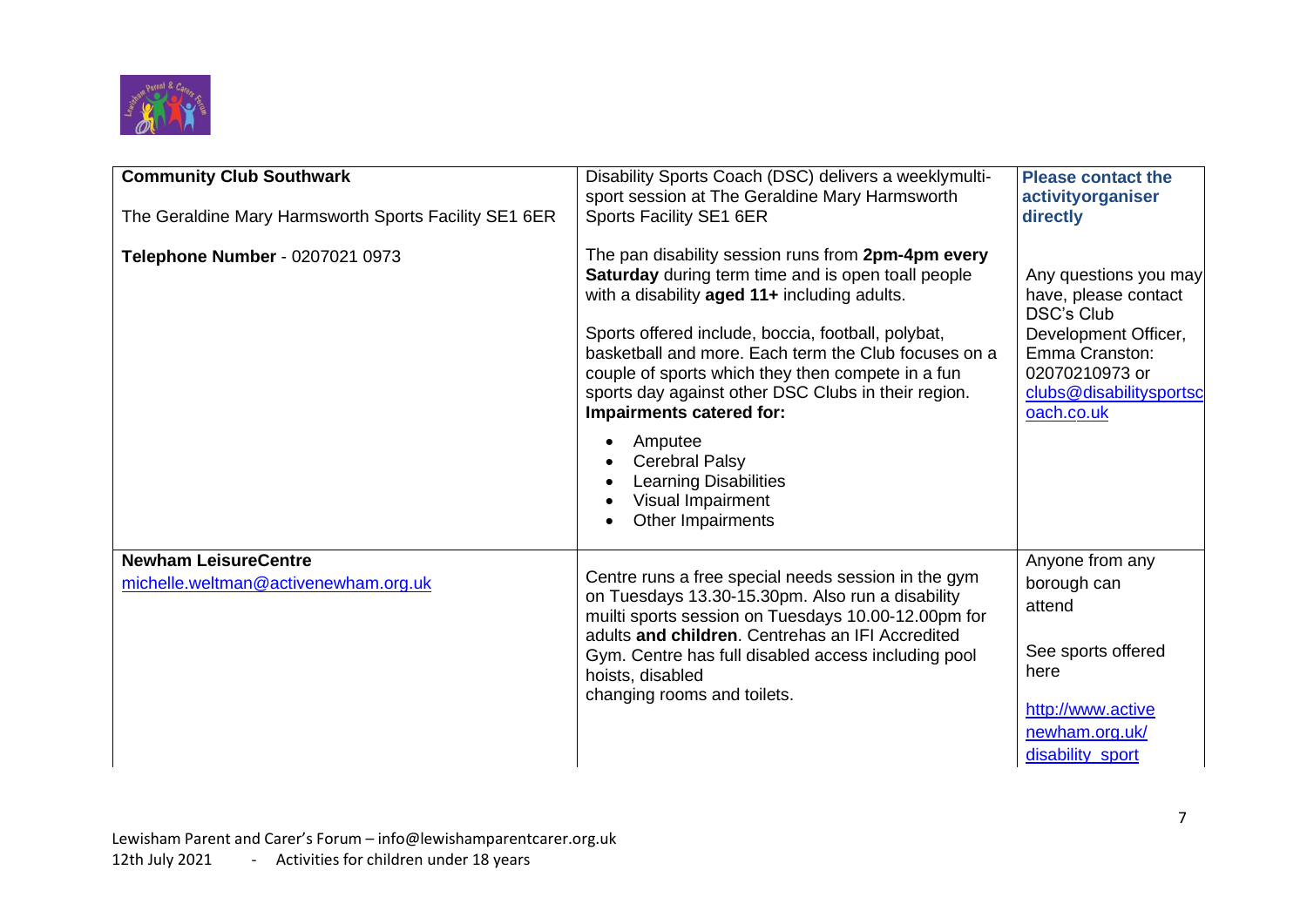| | | |
|---|---|---|
| **Community Club Southwark**<br><br>The Geraldine Mary Harmsworth Sports Facility SE1 6ER<br><br>**Telephone Number** - 0207021 0973 | Disability Sports Coach (DSC) delivers a weeklymulti-sport session at The Geraldine Mary Harmsworth Sports Facility SE1 6ER<br><br>The pan disability session runs from **2pm-4pm every Saturday** during term time and is open toall people with a disability **aged 11+** including adults.<br><br>Sports offered include, boccia, football, polybat, basketball and more. Each term the Club focuses on a couple of sports which they then compete in a fun sports day against other DSC Clubs in their region.<br>**Impairments catered for:**<br>• Amputee<br>• Cerebral Palsy<br>• Learning Disabilities<br>• Visual Impairment<br>• Other Impairments | **Please contact the activityorganiser directly**<br><br>Any questions you may have, please contact DSC's Club Development Officer, Emma Cranston: 02070210973 or clubs@disabilitysportscoach.co.uk |
| **Newham LeisureCentre**<br>michelle.weltman@activenewham.org.uk | Centre runs a free special needs session in the gym on Tuesdays 13.30-15.30pm. Also run a disability muilti sports session on Tuesdays 10.00-12.00pm for adults **and children**. Centrehas an IFI Accredited Gym. Centre has full disabled access including pool hoists, disabled changing rooms and toilets. | Anyone from any borough can attend<br><br>See sports offered here<br><br>http://www.activenewham.org.uk/disability_sport |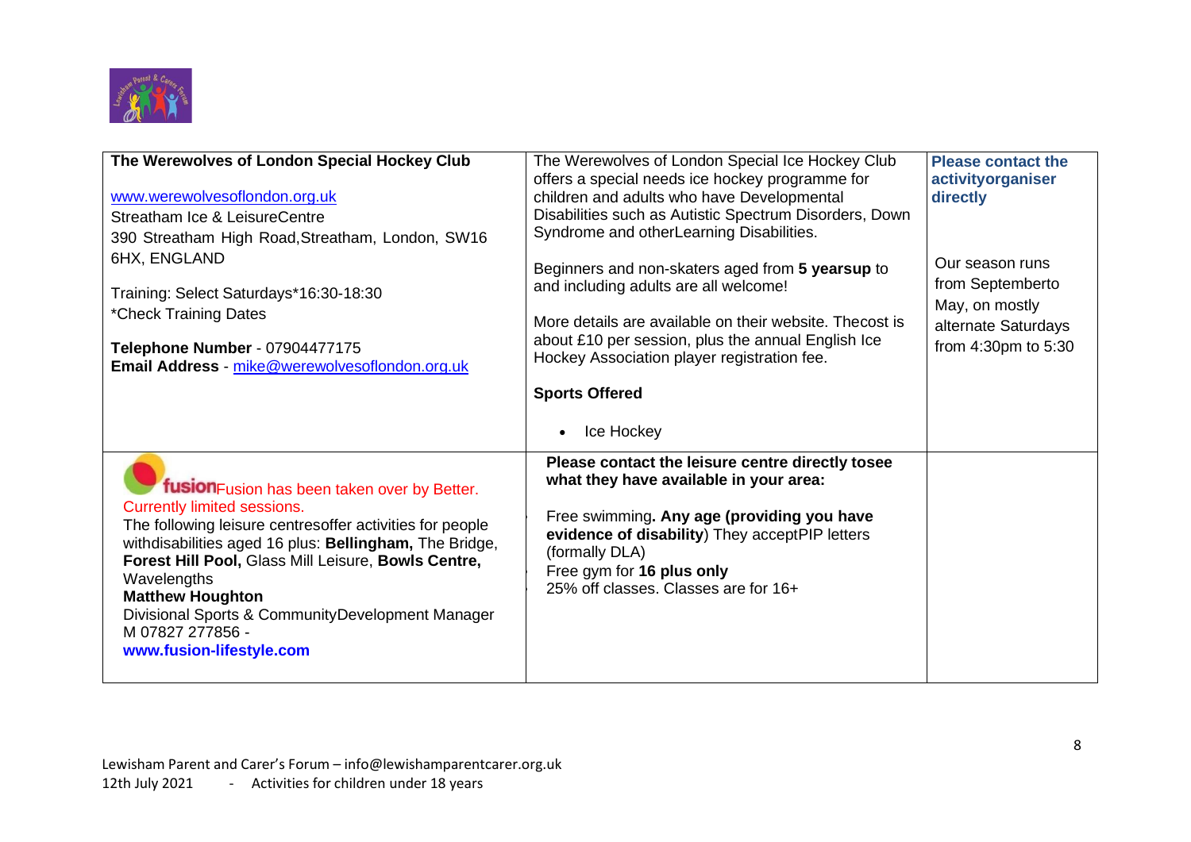| | | |
|---|---|---|
| **The Werewolves of London Special Hockey Club**<br><br>www.werewolvesoflondon.org.uk<br>Streatham Ice & LeisureCentre<br>390 Streatham High Road,Streatham, London, SW16 6HX, ENGLAND<br><br>Training: Select Saturdays*16:30-18:30<br>*Check Training Dates<br><br>**Telephone Number** - 07904477175<br>**Email Address** - mike@werewolvesoflondon.org.uk | The Werewolves of London Special Ice Hockey Club offers a special needs ice hockey programme for children and adults who have Developmental Disabilities such as Autistic Spectrum Disorders, Down Syndrome and otherLearning Disabilities.<br><br>Beginners and non-skaters aged from **5 yearsup** to and including adults are all welcome!<br><br>More details are available on their website. Thecost is about £10 per session, plus the annual English Ice Hockey Association player registration fee.<br><br>**Sports Offered**<br><br>• Ice Hockey | **Please contact the activityorganiser directly**<br><br>Our season runs from Septemberto May, on mostly alternate Saturdays from 4:30pm to 5:30 |
| **fusion** Fusion has been taken over by Better. Currently limited sessions.<br>The following leisure centresoffer activities for people withdisabilities aged 16 plus: **Bellingham,** The Bridge, **Forest Hill Pool,** Glass Mill Leisure, **Bowls Centre,** Wavelengths<br>**Matthew Houghton**<br>Divisional Sports & CommunityDevelopment Manager<br>M 07827 277856 -<br>**www.fusion-lifestyle.com** | **Please contact the leisure centre directly tosee what they have available in your area:**<br><br>Free swimming**. Any age (providing you have evidence of disability**) They acceptPIP letters (formally DLA)<br>Free gym for **16 plus only**<br>25% off classes. Classes are for 16+ | |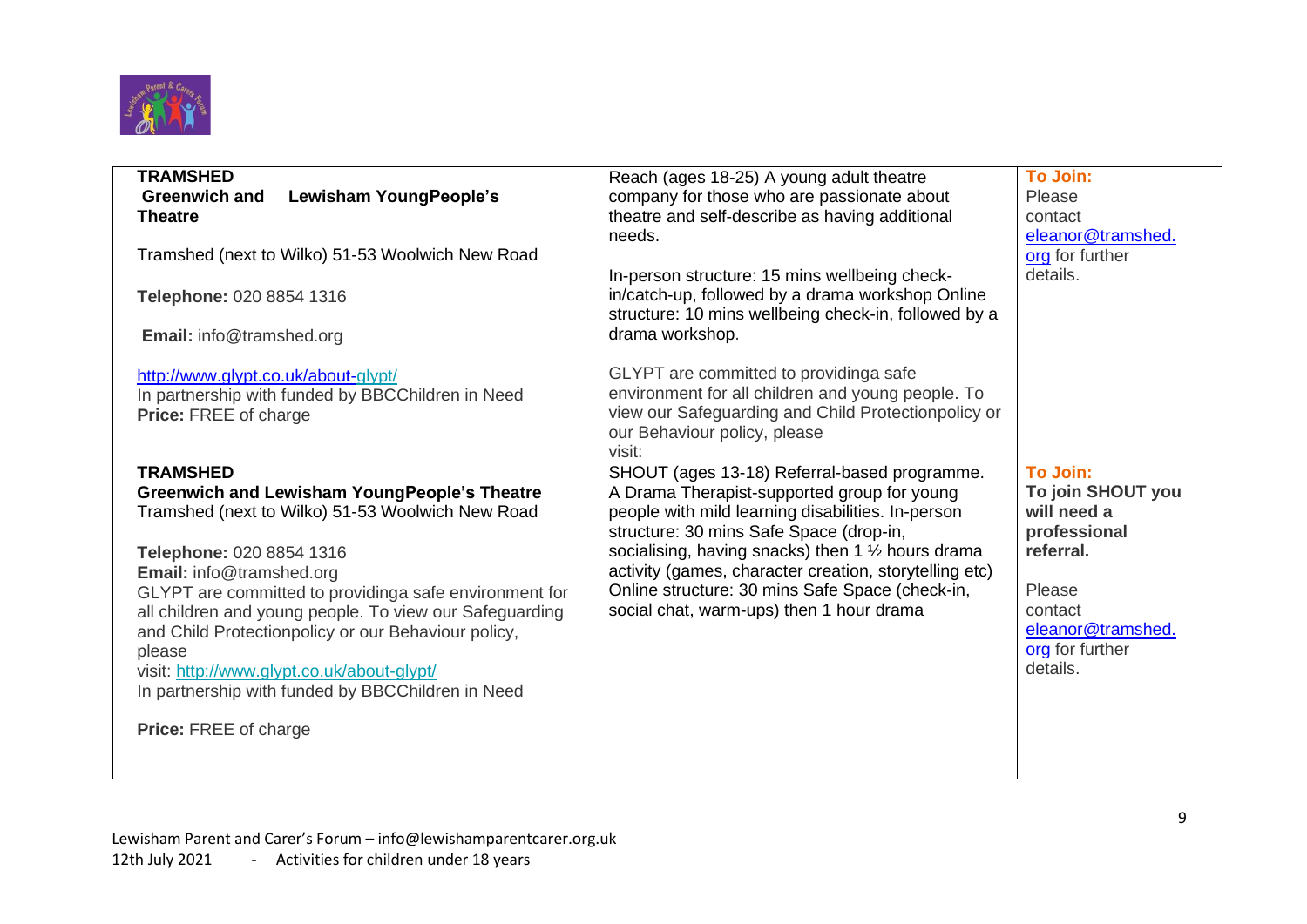| | | |
|---|---|---|
| **TRAMSHED**<br>**Greenwich and Lewisham YoungPeople's Theatre**<br><br>Tramshed (next to Wilko) 51-53 Woolwich New Road<br><br>**Telephone:** 020 8854 1316<br><br>**Email:** info@tramshed.org<br><br>http://www.glypt.co.uk/about-glypt/<br>In partnership with funded by BBCChildren in Need<br>**Price:** FREE of charge | Reach (ages 18-25) A young adult theatre company for those who are passionate about theatre and self-describe as having additional needs.<br><br>In-person structure: 15 mins wellbeing check-in/catch-up, followed by a drama workshop Online structure: 10 mins wellbeing check-in, followed by a drama workshop.<br><br>GLYPT are committed to providinga safe environment for all children and young people. To view our Safeguarding and Child Protectionpolicy or our Behaviour policy, please visit: | **To Join:**<br>Please contact eleanor@tramshed.org for further details. |
| **TRAMSHED**<br>**Greenwich and Lewisham YoungPeople's Theatre**<br>Tramshed (next to Wilko) 51-53 Woolwich New Road<br><br>**Telephone:** 020 8854 1316<br>**Email:** info@tramshed.org<br>GLYPT are committed to providinga safe environment for all children and young people. To view our Safeguarding and Child Protectionpolicy or our Behaviour policy, please visit: http://www.glypt.co.uk/about-glypt/<br>In partnership with funded by BBCChildren in Need<br><br>**Price:** FREE of charge | SHOUT (ages 13-18) Referral-based programme. A Drama Therapist-supported group for young people with mild learning disabilities. In-person structure: 30 mins Safe Space (drop-in, socialising, having snacks) then 1 ½ hours drama activity (games, character creation, storytelling etc) Online structure: 30 mins Safe Space (check-in, social chat, warm-ups) then 1 hour drama | **To Join:**<br>**To join SHOUT you will need a professional referral.**<br><br>Please contact eleanor@tramshed.org for further details. |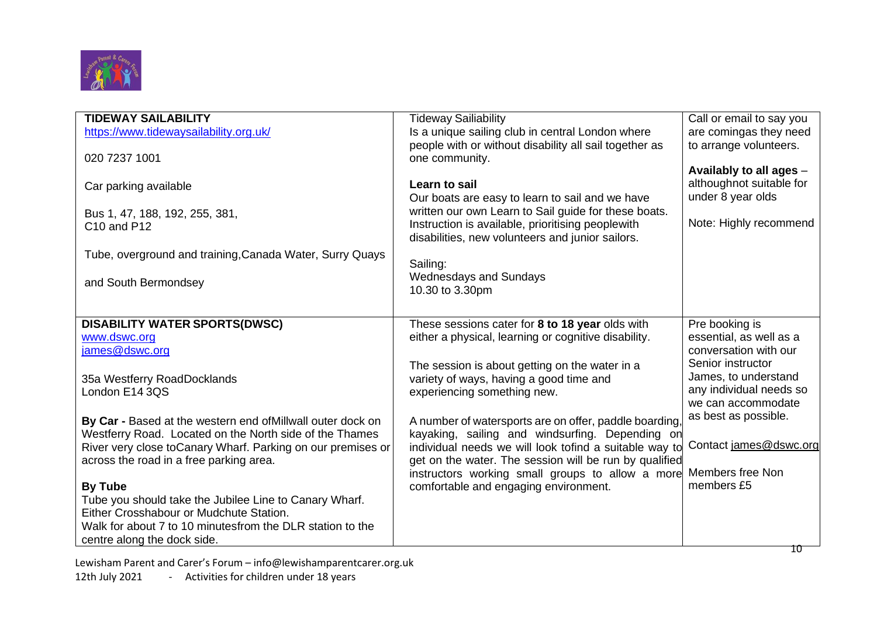| | | |
|---|---|---|
| **TIDEWAY SAILABILITY**<br>https://www.tidewaysailability.org.uk/<br><br>020 7237 1001<br><br>Car parking available<br><br>Bus 1, 47, 188, 192, 255, 381, C10 and P12<br><br>Tube, overground and training,Canada Water, Surry Quays<br><br>and South Bermondsey | Tideway Sailiability<br>Is a unique sailing club in central London where people with or without disability all sail together as one community.<br><br>**Learn to sail**<br>Our boats are easy to learn to sail and we have written our own Learn to Sail guide for these boats. Instruction is available, prioritising peoplewith disabilities, new volunteers and junior sailors.<br><br>Sailing:<br>Wednesdays and Sundays<br>10.30 to 3.30pm | Call or email to say you are comingas they need to arrange volunteers.<br><br>**Availably to all ages** – althoughnot suitable for under 8 year olds<br><br>Note: Highly recommend |
| **DISABILITY WATER SPORTS(DWSC)**<br>www.dswc.org<br>james@dswc.org<br><br>35a Westferry RoadDocklands<br>London E14 3QS<br><br>**By Car -** Based at the western end ofMillwall outer dock on Westferry Road. Located on the North side of the Thames River very close toCanary Wharf. Parking on our premises or across the road in a free parking area.<br><br>**By Tube**<br>Tube you should take the Jubilee Line to Canary Wharf. Either Crosshabour or Mudchute Station.<br>Walk for about 7 to 10 minutesfrom the DLR station to the centre along the dock side. | These sessions cater for **8 to 18 year** olds with either a physical, learning or cognitive disability.<br><br>The session is about getting on the water in a variety of ways, having a good time and experiencing something new.<br><br>A number of watersports are on offer, paddle boarding, kayaking, sailing and windsurfing. Depending on individual needs we will look tofind a suitable way to get on the water. The session will be run by qualified instructors working small groups to allow a more comfortable and engaging environment. | Pre booking is essential, as well as a conversation with our Senior instructor James, to understand any individual needs so we can accommodate as best as possible.<br><br>Contact james@dswc.org<br><br>Members free Non members £5 |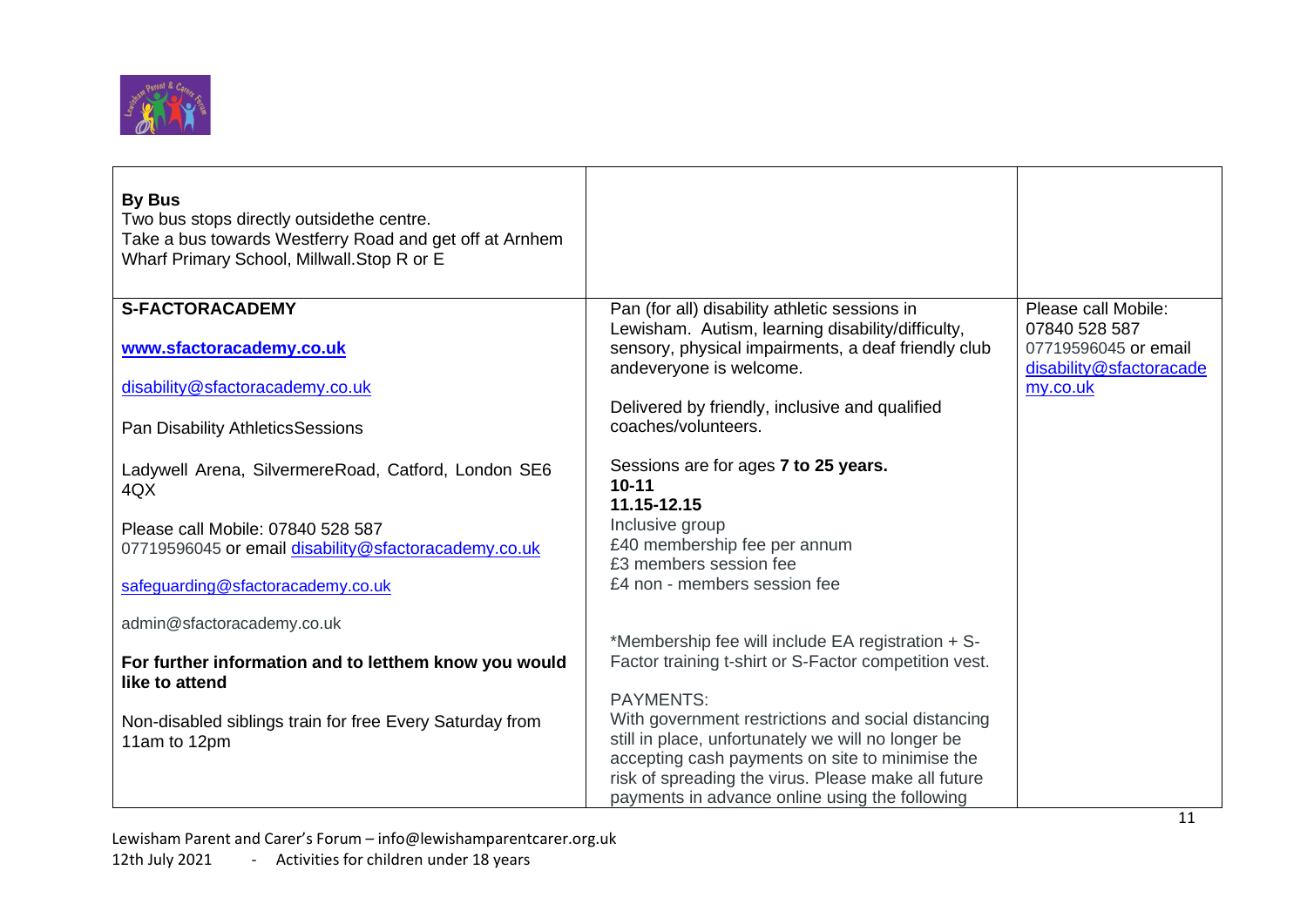| | | |
|---|---|---|
| **By Bus**<br>Two bus stops directly outsidethe centre.<br>Take a bus towards Westferry Road and get off at Arnhem Wharf Primary School, Millwall.Stop R or E | | |
| **S-FACTORACADEMY**<br><br>**www.sfactoracademy.co.uk**<br><br>disability@sfactoracademy.co.uk<br><br>Pan Disability AthleticsSessions<br><br>Ladywell Arena, SilvermereRoad, Catford, London SE6 4QX<br><br>Please call Mobile: 07840 528 587<br>07719596045 or email disability@sfactoracademy.co.uk<br><br>safeguarding@sfactoracademy.co.uk<br><br>admin@sfactoracademy.co.uk<br><br>**For further information and to letthem know you would like to attend**<br><br>Non-disabled siblings train for free Every Saturday from 11am to 12pm | Pan (for all) disability athletic sessions in Lewisham. Autism, learning disability/difficulty, sensory, physical impairments, a deaf friendly club andeveryone is welcome.<br><br>Delivered by friendly, inclusive and qualified coaches/volunteers.<br><br>Sessions are for ages **7 to 25 years.**<br>**10-11**<br>**11.15-12.15**<br>Inclusive group<br>£40 membership fee per annum<br>£3 members session fee<br>£4 non - members session fee<br><br>*Membership fee will include EA registration + S-Factor training t-shirt or S-Factor competition vest.<br><br>PAYMENTS:<br>With government restrictions and social distancing still in place, unfortunately we will no longer be accepting cash payments on site to minimise the risk of spreading the virus. Please make all future payments in advance online using the following | Please call Mobile: 07840 528 587<br>07719596045 or email disability@sfactoracademy.co.uk |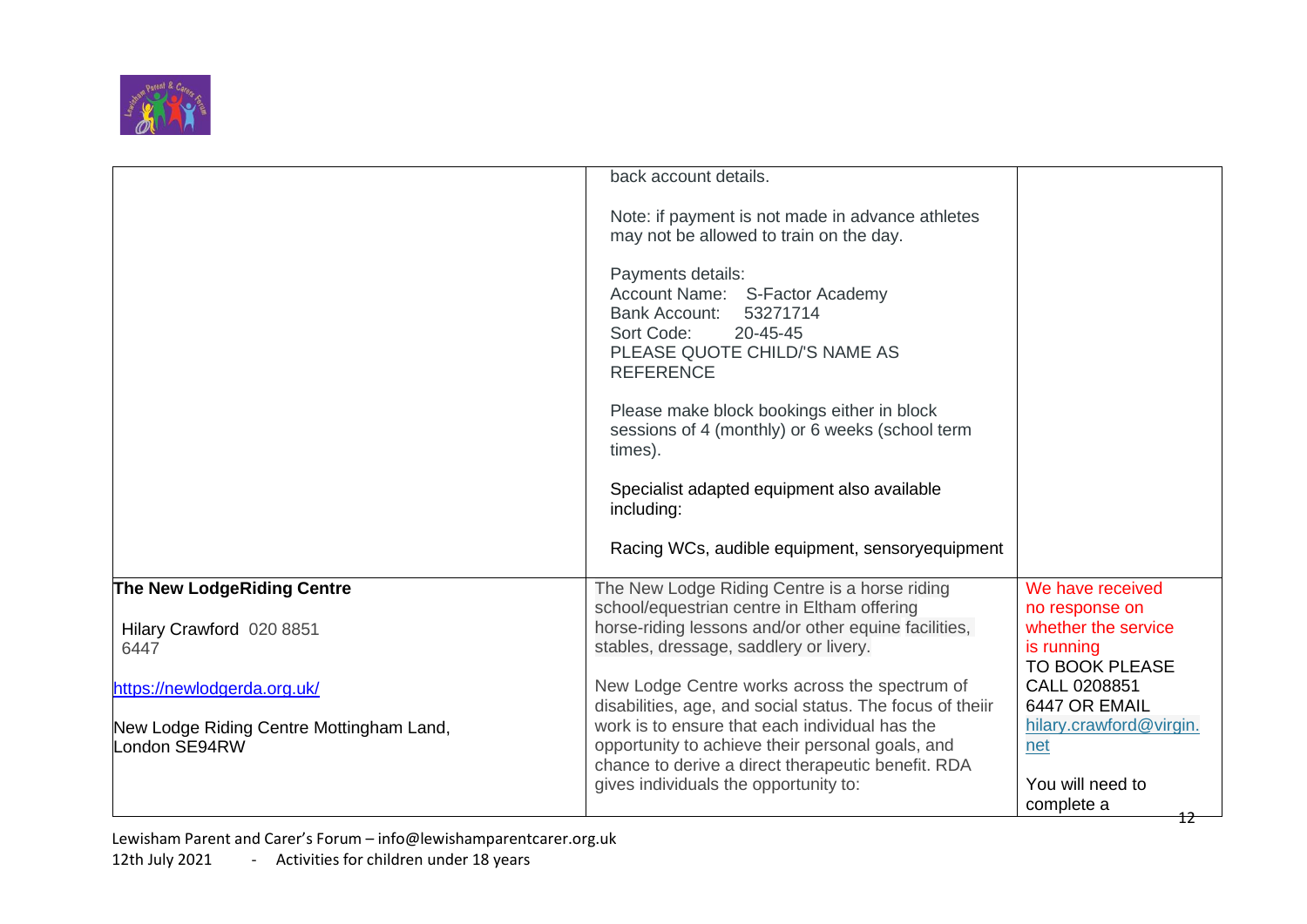| | | |
|---|---|---|
| | back account details.<br><br>Note: if payment is not made in advance athletes may not be allowed to train on the day.<br><br>Payments details:<br>Account Name: S-Factor Academy<br>Bank Account: 53271714<br>Sort Code: 20-45-45<br>PLEASE QUOTE CHILD/'S NAME AS REFERENCE<br><br>Please make block bookings either in block sessions of 4 (monthly) or 6 weeks (school term times).<br><br>Specialist adapted equipment also available including:<br><br>Racing WCs, audible equipment, sensoryequipment | |
| **The New LodgeRiding Centre**<br><br>Hilary Crawford 020 8851 6447<br><br>https://newlodgerda.org.uk/<br><br>New Lodge Riding Centre Mottingham Land, London SE94RW | The New Lodge Riding Centre is a horse riding school/equestrian centre in Eltham offering horse-riding lessons and/or other equine facilities, stables, dressage, saddlery or livery.<br><br>New Lodge Centre works across the spectrum of disabilities, age, and social status. The focus of theiir work is to ensure that each individual has the opportunity to achieve their personal goals, and chance to derive a direct therapeutic benefit. RDA gives individuals the opportunity to: | We have received no response on whether the service is running<br>TO BOOK PLEASE CALL 0208851 6447 OR EMAIL hilary.crawford@virgin.net<br><br>You will need to complete a |

Lewisham Parent and Carer's Forum – info@lewishamparentcarer.org.uk
12th July 2021 - Activities for children under 18 years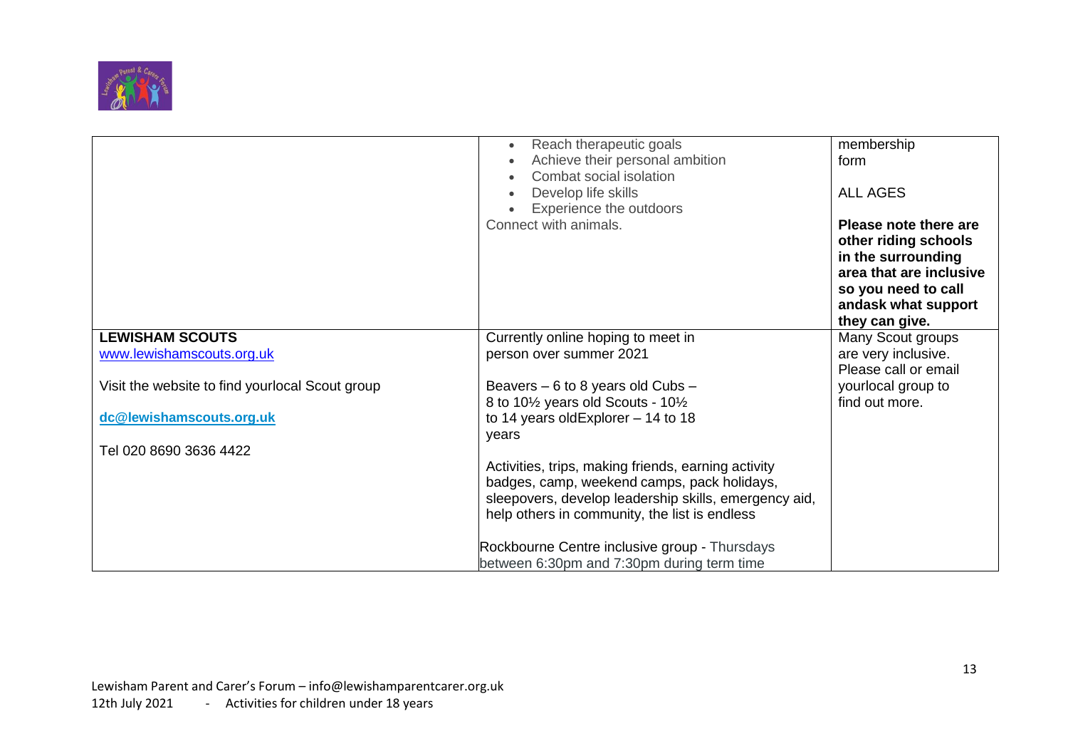| | | |
|---|---|---|
| | • Reach therapeutic goals<br>• Achieve their personal ambition<br>• Combat social isolation<br>• Develop life skills<br>• Experience the outdoors<br>Connect with animals. | membership form<br><br>ALL AGES<br><br>**Please note there are other riding schools in the surrounding area that are inclusive so you need to call andask what support they can give.** |
| **LEWISHAM SCOUTS**<br>www.lewishamscouts.org.uk<br><br>Visit the website to find yourlocal Scout group<br><br>**dc@lewishamscouts.org.uk**<br><br>Tel 020 8690 3636 4422 | Currently online hoping to meet in person over summer 2021<br><br>Beavers – 6 to 8 years old Cubs – 8 to 10½ years old Scouts - 10½ to 14 years oldExplorer – 14 to 18 years<br><br>Activities, trips, making friends, earning activity badges, camp, weekend camps, pack holidays, sleepovers, develop leadership skills, emergency aid, help others in community, the list is endless<br><br>Rockbourne Centre inclusive group - Thursdays between 6:30pm and 7:30pm during term time | Many Scout groups are very inclusive. Please call or email yourlocal group to find out more. |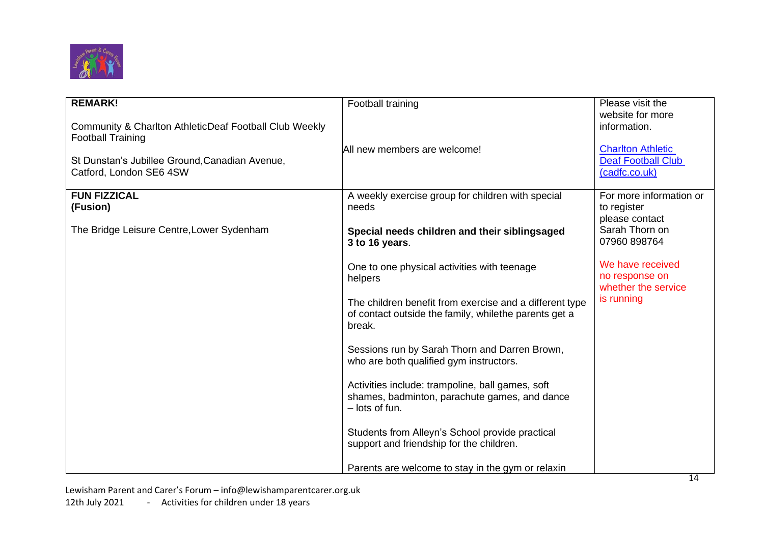| **REMARK!**<br><br>Community & Charlton AthleticDeaf Football Club Weekly Football Training<br><br>St Dunstan's Jubillee Ground,Canadian Avenue, Catford, London SE6 4SW | Football training<br><br>All new members are welcome! | Please visit the website for more information.<br><br>[Charlton Athletic Deaf Football Club (cadfc.co.uk)](cadfc.co.uk) |
|---|---|---|
| **FUN FIZZICAL (Fusion)**<br><br>The Bridge Leisure Centre,Lower Sydenham | A weekly exercise group for children with special needs<br><br>**Special needs children and their siblingsaged 3 to 16 years**.<br><br>One to one physical activities with teenage helpers<br><br>The children benefit from exercise and a different type of contact outside the family, whilethe parents get a break.<br><br>Sessions run by Sarah Thorn and Darren Brown, who are both qualified gym instructors.<br><br>Activities include: trampoline, ball games, soft shames, badminton, parachute games, and dance – lots of fun.<br><br>Students from Alleyn's School provide practical support and friendship for the children.<br><br>Parents are welcome to stay in the gym or relaxin | For more information or to register please contact Sarah Thorn on 07960 898764<br><br>We have received no response on whether the service is running |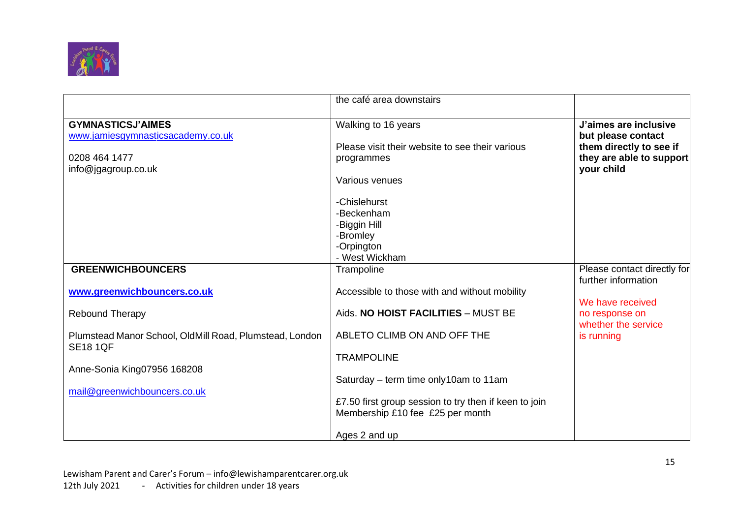| | | |
|---|---|---|
| | the café area downstairs | |
| **GYMNASTICSJ'AIMES**<br>www.jamiesgymnasticsacademy.co.uk<br><br>0208 464 1477<br>info@jgagroup.co.uk | Walking to 16 years<br><br>Please visit their website to see their various programmes<br><br>Various venues<br><br>-Chislehurst<br>-Beckenham<br>-Biggin Hill<br>-Bromley<br>-Orpington<br>- West Wickham | **J'aimes are inclusive but please contact them directly to see if they are able to support your child** |
| **GREENWICHBOUNCERS**<br><br>**www.greenwichbouncers.co.uk**<br><br>Rebound Therapy<br><br>Plumstead Manor School, OldMill Road, Plumstead, London SE18 1QF<br><br>Anne-Sonia King07956 168208<br><br>mail@greenwichbouncers.co.uk | Trampoline<br><br>Accessible to those with and without mobility<br><br>Aids. **NO HOIST FACILITIES** – MUST BE<br><br>ABLETO CLIMB ON AND OFF THE<br><br>TRAMPOLINE<br><br>Saturday – term time only10am to 11am<br><br>£7.50 first group session to try then if keen to join Membership £10 fee £25 per month<br><br>Ages 2 and up | Please contact directly for further information<br><br>We have received no response on whether the service is running |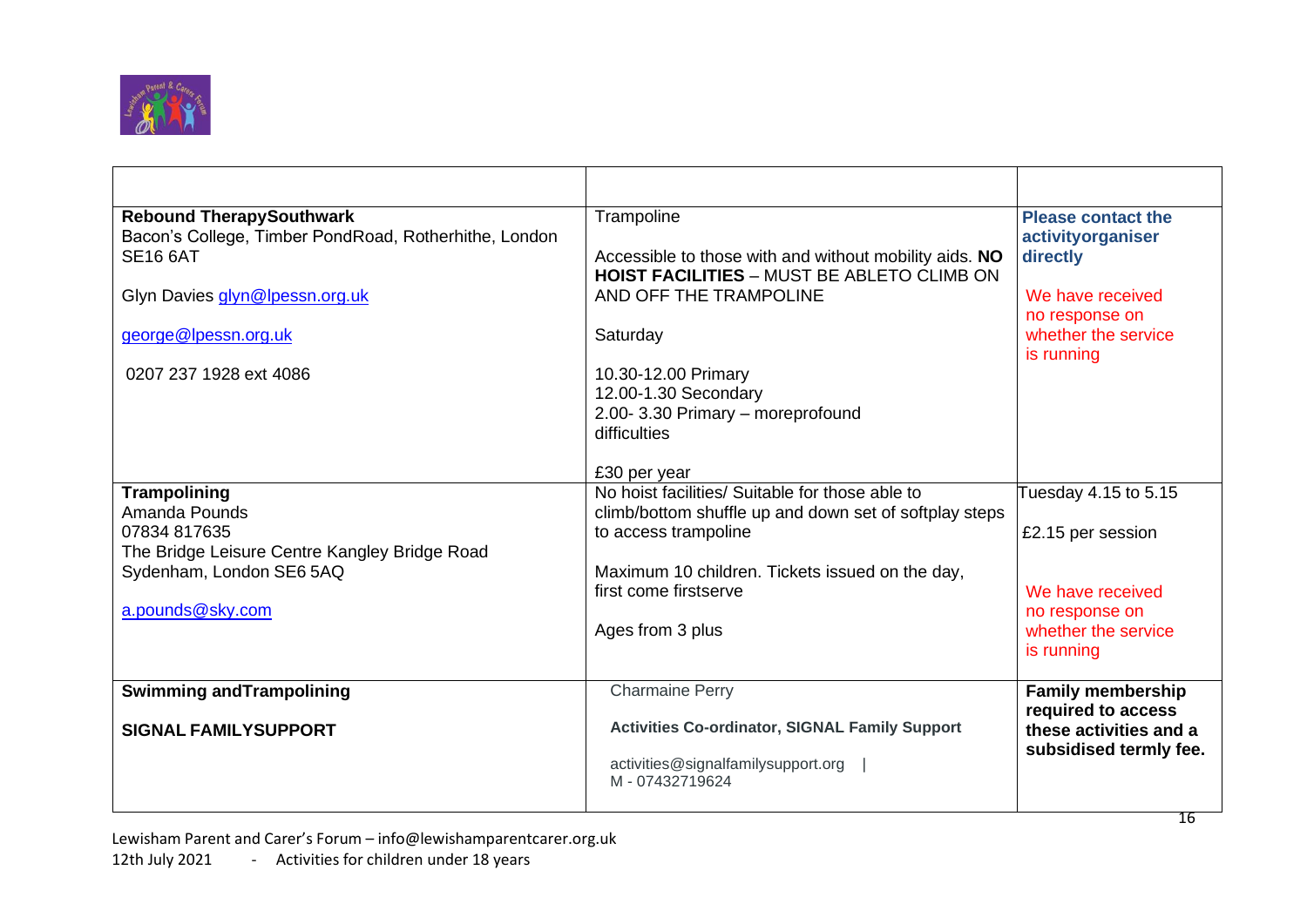| | | |
|---|---|---|
| **Rebound TherapySouthwark**<br>Bacon's College, Timber PondRoad, Rotherhithe, London SE16 6AT<br><br>Glyn Davies glyn@lpessn.org.uk<br><br>george@lpessn.org.uk<br><br>0207 237 1928 ext 4086 | Trampoline<br><br>Accessible to those with and without mobility aids. **NO HOIST FACILITIES** – MUST BE ABLETO CLIMB ON AND OFF THE TRAMPOLINE<br><br>Saturday<br><br>10.30-12.00 Primary<br>12.00-1.30 Secondary<br>2.00- 3.30 Primary – moreprofound difficulties<br><br>£30 per year | **Please contact the activityorganiser directly**<br><br>We have received no response on whether the service is running |
| **Trampolining**<br>Amanda Pounds<br>07834 817635<br>The Bridge Leisure Centre Kangley Bridge Road Sydenham, London SE6 5AQ<br><br>a.pounds@sky.com | No hoist facilities/ Suitable for those able to climb/bottom shuffle up and down set of softplay steps to access trampoline<br><br>Maximum 10 children. Tickets issued on the day, first come firstserve<br><br>Ages from 3 plus | Tuesday 4.15 to 5.15<br><br>£2.15 per session<br><br>We have received no response on whether the service is running |
| **Swimming andTrampolining**<br><br>**SIGNAL FAMILYSUPPORT** | Charmaine Perry<br><br>**Activities Co-ordinator, SIGNAL Family Support**<br><br>activities@signalfamilysupport.org \|<br>M - 07432719624 | **Family membership required to access these activities and a subsidised termly fee.** |

Lewisham Parent and Carer's Forum – info@lewishamparentcarer.org.uk
12th July 2021 - Activities for children under 18 years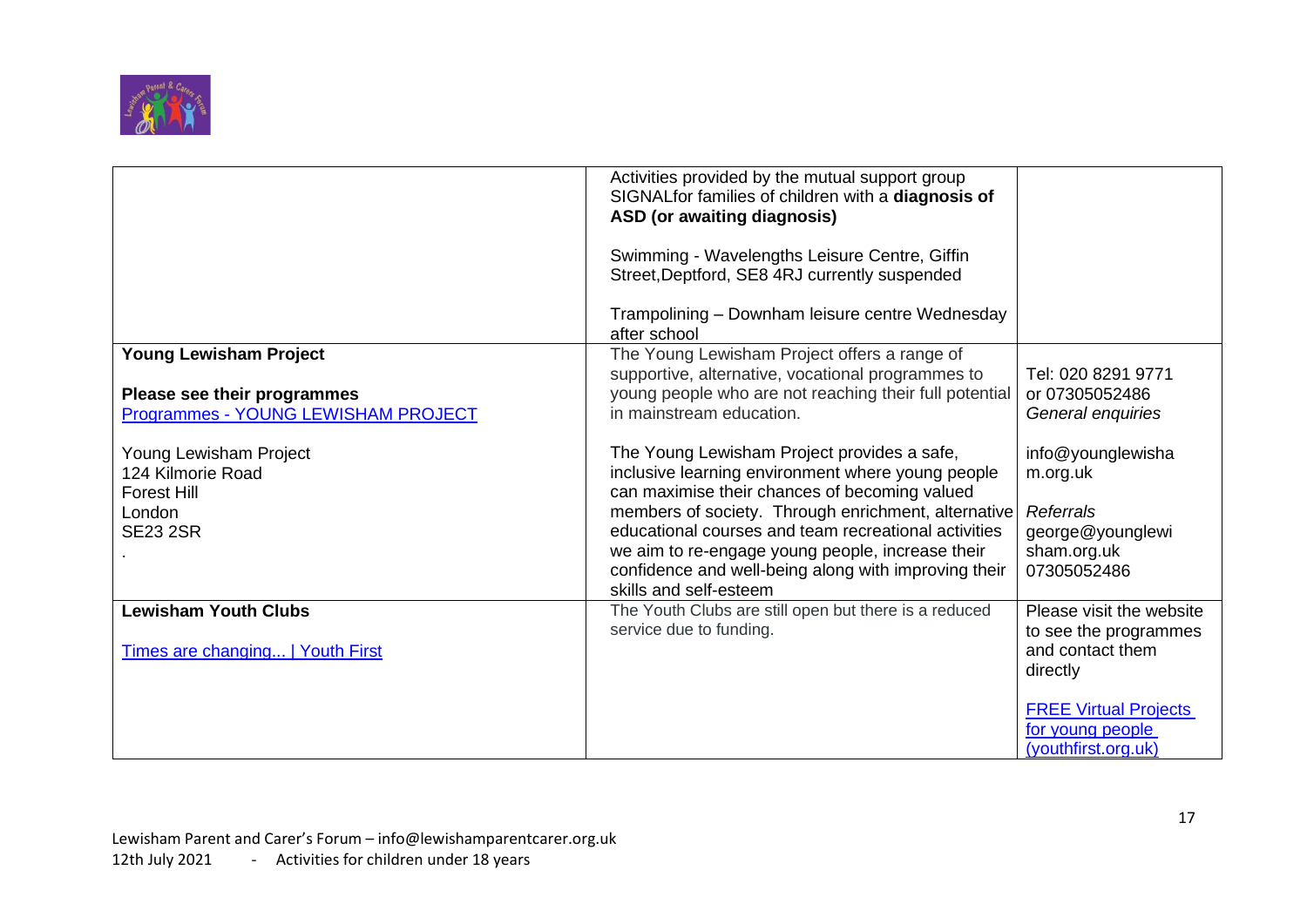| | | |
|---|---|---|
| | Activities provided by the mutual support group SIGNALfor families of children with a **diagnosis of ASD (or awaiting diagnosis)**<br><br>Swimming - Wavelengths Leisure Centre, Giffin Street,Deptford, SE8 4RJ currently suspended<br><br>Trampolining – Downham leisure centre Wednesday after school | |
| **Young Lewisham Project**<br><br>**Please see their programmes**<br>[Programmes - YOUNG LEWISHAM PROJECT]()<br><br>Young Lewisham Project<br>124 Kilmorie Road<br>Forest Hill<br>London<br>SE23 2SR<br>. | The Young Lewisham Project offers a range of supportive, alternative, vocational programmes to young people who are not reaching their full potential in mainstream education.<br><br>The Young Lewisham Project provides a safe, inclusive learning environment where young people can maximise their chances of becoming valued members of society. Through enrichment, alternative educational courses and team recreational activities we aim to re-engage young people, increase their confidence and well-being along with improving their skills and self-esteem | Tel: 020 8291 9771 or 07305052486<br>*General enquiries*<br><br>info@younglewisham.org.uk<br><br>*Referrals*<br>george@younglewisham.org.uk<br>07305052486 |
| **Lewisham Youth Clubs**<br><br>[Times are changing... \| Youth First]() | The Youth Clubs are still open but there is a reduced service due to funding. | Please visit the website to see the programmes and contact them directly<br><br>[FREE Virtual Projects for young people (youthfirst.org.uk)]() |